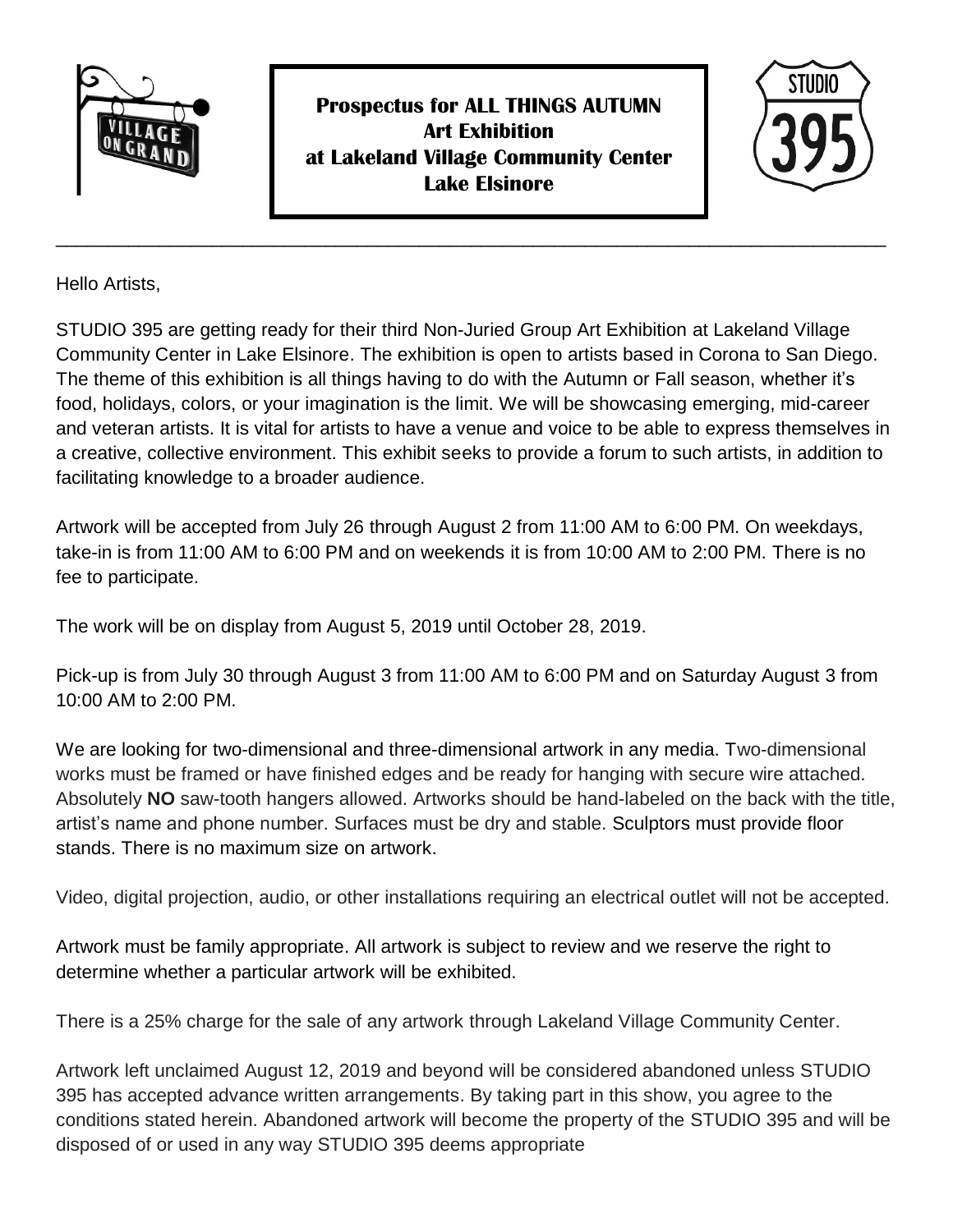**Prospectus for ALL THINGS AUTUMN**
**Art Exhibition**
**at Lakeland Village Community Center**
**Lake Elsinore**

---

Hello Artists,

STUDIO 395 are getting ready for their third Non-Juried Group Art Exhibition at Lakeland Village Community Center in Lake Elsinore. The exhibition is open to artists based in Corona to San Diego. The theme of this exhibition is all things having to do with the Autumn or Fall season, whether it's food, holidays, colors, or your imagination is the limit. We will be showcasing emerging, mid-career and veteran artists. It is vital for artists to have a venue and voice to be able to express themselves in a creative, collective environment. This exhibit seeks to provide a forum to such artists, in addition to facilitating knowledge to a broader audience.

Artwork will be accepted from July 26 through August 2 from 11:00 AM to 6:00 PM. On weekdays, take-in is from 11:00 AM to 6:00 PM and on weekends it is from 10:00 AM to 2:00 PM. There is no fee to participate.

The work will be on display from August 5, 2019 until October 28, 2019.

Pick-up is from July 30 through August 3 from 11:00 AM to 6:00 PM and on Saturday August 3 from 10:00 AM to 2:00 PM.

We are looking for two-dimensional and three-dimensional artwork in any media. Two-dimensional works must be framed or have finished edges and be ready for hanging with secure wire attached. Absolutely **NO** saw-tooth hangers allowed. Artworks should be hand-labeled on the back with the title, artist's name and phone number. Surfaces must be dry and stable. Sculptors must provide floor stands. There is no maximum size on artwork.

Video, digital projection, audio, or other installations requiring an electrical outlet will not be accepted.

Artwork must be family appropriate. All artwork is subject to review and we reserve the right to determine whether a particular artwork will be exhibited.

There is a 25% charge for the sale of any artwork through Lakeland Village Community Center.

Artwork left unclaimed August 12, 2019 and beyond will be considered abandoned unless STUDIO 395 has accepted advance written arrangements. By taking part in this show, you agree to the conditions stated herein. Abandoned artwork will become the property of the STUDIO 395 and will be disposed of or used in any way STUDIO 395 deems appropriate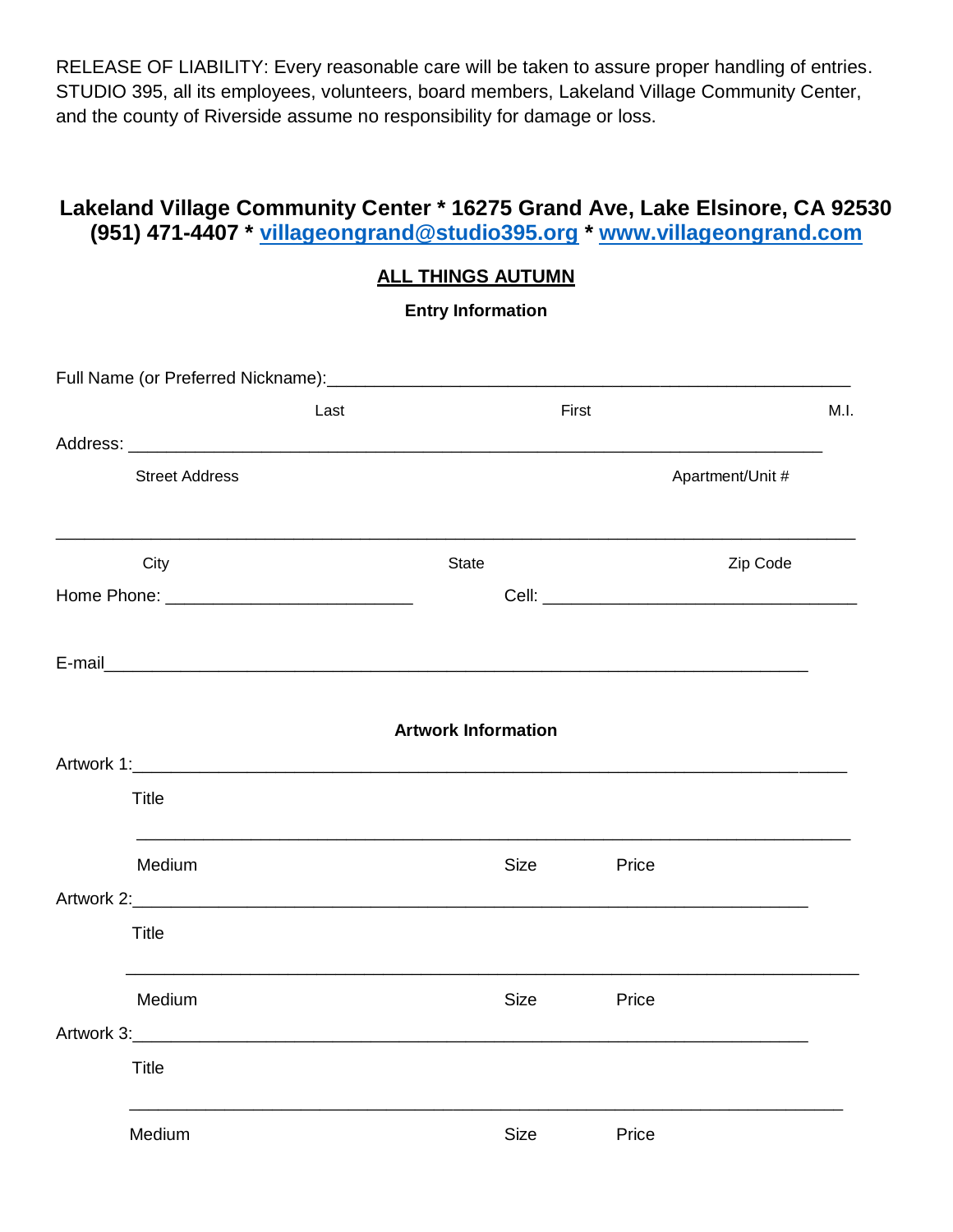RELEASE OF LIABILITY: Every reasonable care will be taken to assure proper handling of entries. STUDIO 395, all its employees, volunteers, board members, Lakeland Village Community Center, and the county of Riverside assume no responsibility for damage or loss.

**Lakeland Village Community Center * 16275 Grand Ave, Lake Elsinore, CA 92530**
**(951) 471-4407 * villageongrand@studio395.org * www.villageongrand.com**

## ALL THINGS AUTUMN

### Entry Information

Full Name (or Preferred Nickname):_______________________________________________________

Last First M.I.

Address: ____________________________________________________________________________

Street Address Apartment/Unit #

______________________________________________________________________________________

City State Zip Code

Home Phone: __________________________ Cell: _________________________________

E-mail__________________________________________________________________________

### Artwork Information

Artwork 1:______________________________________________________________________

Title

______________________________________________________________________________

Medium Size Price

Artwork 2:______________________________________________________________________

Title

______________________________________________________________________________

Medium Size Price

Artwork 3:______________________________________________________________________

Title

______________________________________________________________________________

Medium Size Price